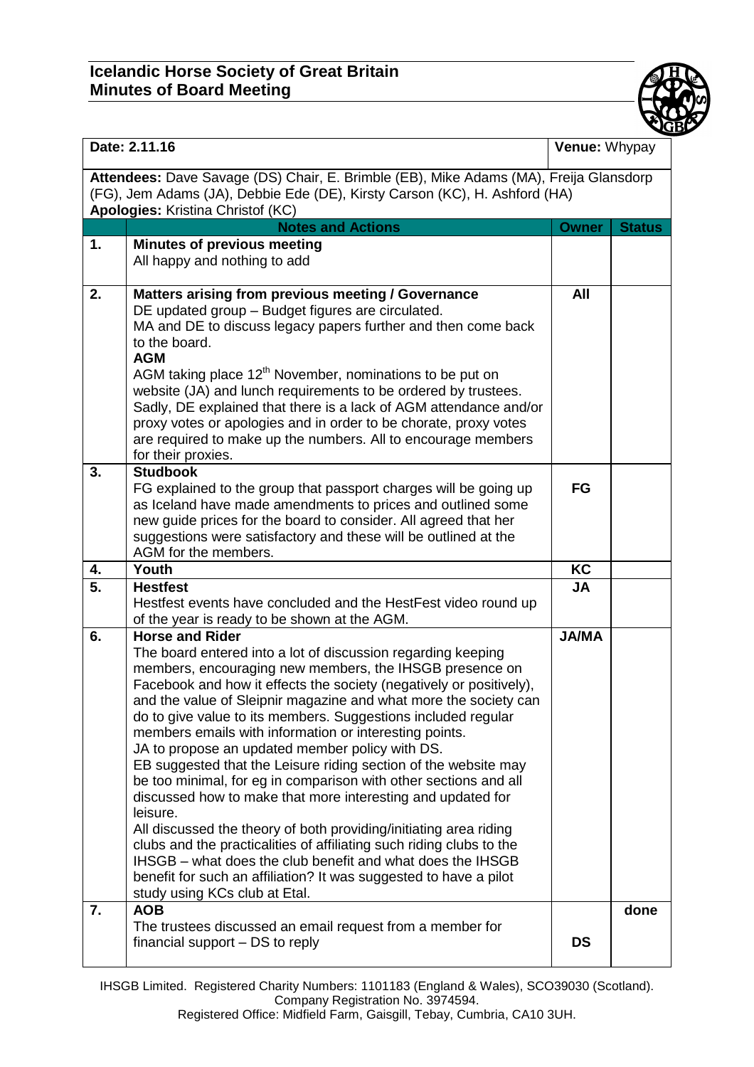# Icelandic Horse Society of Great Britain
## Minutes of Board Meeting

| **Date:** 2.11.16 | | **Venue:** Whypay | |
|---|---|---|---|
| **Attendees:** Dave Savage (DS) Chair, E. Brimble (EB), Mike Adams (MA), Freija Glansdorp (FG), Jem Adams (JA), Debbie Ede (DE), Kirsty Carson (KC), H. Ashford (HA)<br>**Apologies:** Kristina Christof (KC) | | | |
| | **Notes and Actions** | **Owner** | **Status** |
| **1.** | **Minutes of previous meeting**<br>All happy and nothing to add | | |
| **2.** | **Matters arising from previous meeting / Governance**<br>DE updated group – Budget figures are circulated.<br>MA and DE to discuss legacy papers further and then come back to the board.<br>**AGM**<br>AGM taking place 12th November, nominations to be put on website (JA) and lunch requirements to be ordered by trustees. Sadly, DE explained that there is a lack of AGM attendance and/or proxy votes or apologies and in order to be chorate, proxy votes are required to make up the numbers. All to encourage members for their proxies. | **All** | |
| **3.** | **Studbook**<br>FG explained to the group that passport charges will be going up as Iceland have made amendments to prices and outlined some new guide prices for the board to consider. All agreed that her suggestions were satisfactory and these will be outlined at the AGM for the members. | **FG** | |
| **4.** | **Youth** | **KC** | |
| **5.** | **Hestfest**<br>Hestfest events have concluded and the HestFest video round up of the year is ready to be shown at the AGM. | **JA** | |
| **6.** | **Horse and Rider**<br>The board entered into a lot of discussion regarding keeping members, encouraging new members, the IHSGB presence on Facebook and how it effects the society (negatively or positively), and the value of Sleipnir magazine and what more the society can do to give value to its members. Suggestions included regular members emails with information or interesting points.<br>JA to propose an updated member policy with DS.<br>EB suggested that the Leisure riding section of the website may be too minimal, for eg in comparison with other sections and all discussed how to make that more interesting and updated for leisure.<br>All discussed the theory of both providing/initiating area riding clubs and the practicalities of affiliating such riding clubs to the IHSGB – what does the club benefit and what does the IHSGB benefit for such an affiliation? It was suggested to have a pilot study using KCs club at Etal. | **JA/MA** | |
| **7.** | **AOB**<br>The trustees discussed an email request from a member for financial support – DS to reply | **DS** | **done** |

IHSGB Limited. Registered Charity Numbers: 1101183 (England & Wales), SCO39030 (Scotland). Company Registration No. 3974594.
Registered Office: Midfield Farm, Gaisgill, Tebay, Cumbria, CA10 3UH.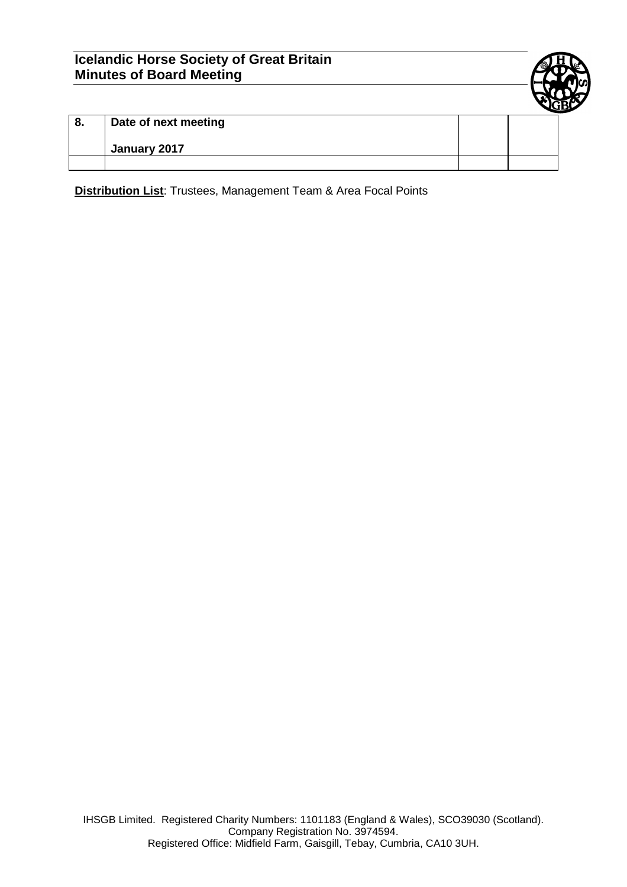| | | | |
|---|---|---|---|
| 8. | **Date of next meeting**<br><br>**January 2017** | | |
| | | | |

**Distribution List**: Trustees, Management Team & Area Focal Points